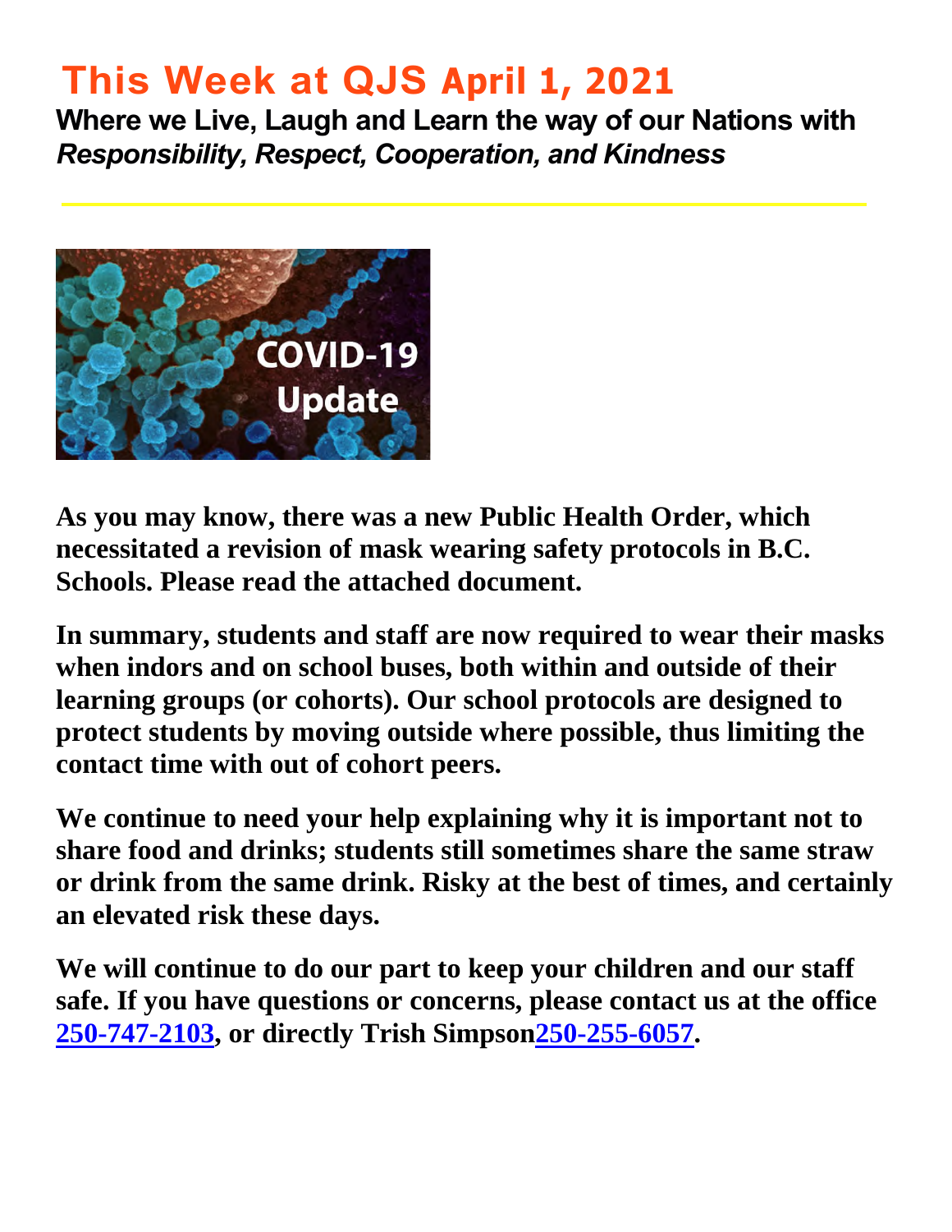# This Week at QJS April 1, 2021

**Where we Live, Laugh and Learn the way of our Nations with *Responsibility, Respect, Cooperation, and Kindness***

**As you may know, there was a new Public Health Order, which necessitated a revision of mask wearing safety protocols in B.C. Schools. Please read the attached document.**

**In summary, students and staff are now required to wear their masks when indors and on school buses, both within and outside of their learning groups (or cohorts). Our school protocols are designed to protect students by moving outside where possible, thus limiting the contact time with out of cohort peers.**

**We continue to need your help explaining why it is important not to share food and drinks; students still sometimes share the same straw or drink from the same drink. Risky at the best of times, and certainly an elevated risk these days.**

**We will continue to do our part to keep your children and our staff safe. If you have questions or concerns, please contact us at the office 250-747-2103, or directly Trish Simpson250-255-6057.**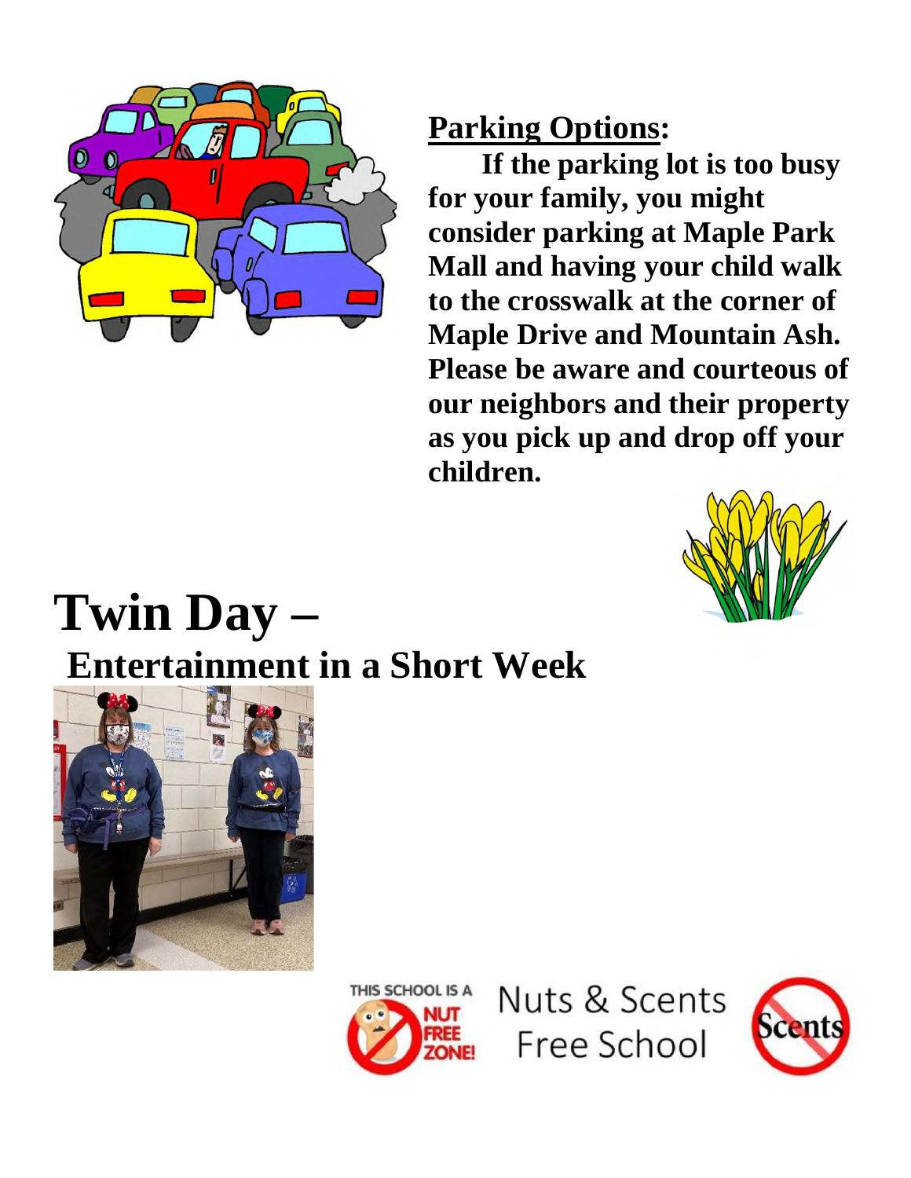## **Parking Options:**

**If the parking lot is too busy for your family, you might consider parking at Maple Park Mall and having your child walk to the crosswalk at the corner of Maple Drive and Mountain Ash. Please be aware and courteous of our neighbors and their property as you pick up and drop off your children.**

# Twin Day –

## Entertainment in a Short Week

THIS SCHOOL IS A NUT FREE ZONE!

Nuts & Scents Free School

Scents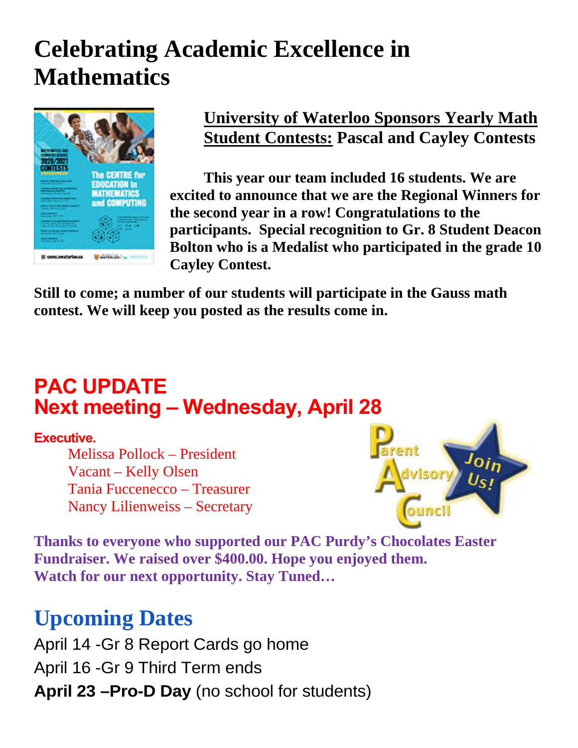# Celebrating Academic Excellence in Mathematics

**University of Waterloo Sponsors Yearly Math Student Contests: Pascal and Cayley Contests**

**This year our team included 16 students. We are excited to announce that we are the Regional Winners for the second year in a row! Congratulations to the participants. Special recognition to Gr. 8 Student Deacon Bolton who is a Medalist who participated in the grade 10 Cayley Contest.**

**Still to come; a number of our students will participate in the Gauss math contest. We will keep you posted as the results come in.**

## PAC UPDATE
## Next meeting – Wednesday, April 28

**Executive.**

Melissa Pollock – President
Vacant – Kelly Olsen
Tania Fuccenecco – Treasurer
Nancy Lilienweiss – Secretary

**Thanks to everyone who supported our PAC Purdy's Chocolates Easter Fundraiser. We raised over $400.00. Hope you enjoyed them. Watch for our next opportunity. Stay Tuned…**

## Upcoming Dates

April 14 -Gr 8 Report Cards go home
April 16 -Gr 9 Third Term ends
**April 23 –Pro-D Day** (no school for students)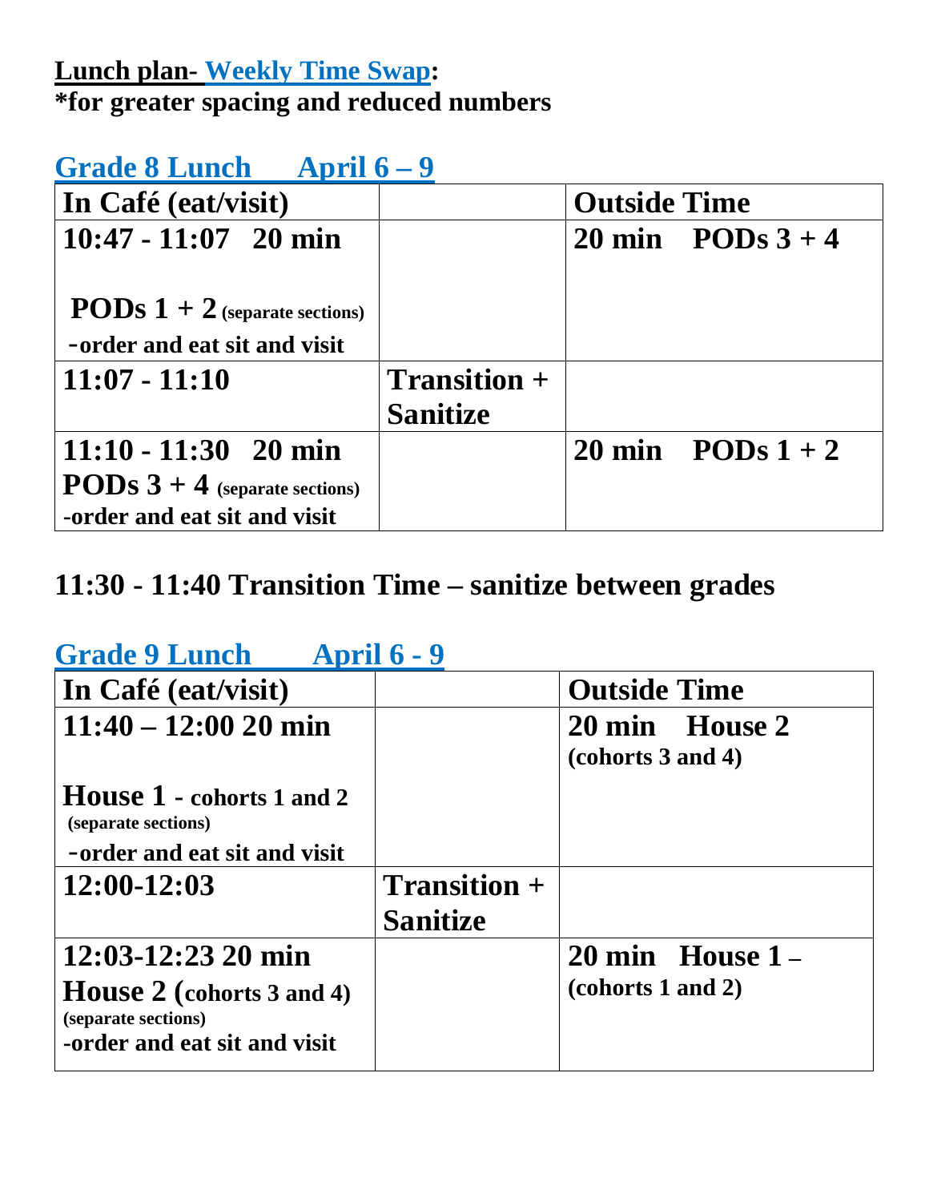**Lunch plan- Weekly Time Swap:**
**\*for greater spacing and reduced numbers**

## Grade 8 Lunch April 6 – 9

| In Café (eat/visit) | | Outside Time |
|---|---|---|
| **10:47 - 11:07 20 min** <br> **PODs 1 + 2** (separate sections) <br> -order and eat sit and visit | | **20 min PODs 3 + 4** |
| **11:07 - 11:10** | **Transition + Sanitize** | |
| **11:10 - 11:30 20 min** <br> **PODs 3 + 4** (separate sections) <br> -order and eat sit and visit | | **20 min PODs 1 + 2** |

**11:30 - 11:40 Transition Time – sanitize between grades**

## Grade 9 Lunch April 6 - 9

| In Café (eat/visit) | | Outside Time |
|---|---|---|
| **11:40 – 12:00 20 min** <br> **House 1 - cohorts 1 and 2** (separate sections) <br> -order and eat sit and visit | | **20 min House 2** (cohorts 3 and 4) |
| **12:00-12:03** | **Transition + Sanitize** | |
| **12:03-12:23 20 min** <br> **House 2 (cohorts 3 and 4)** (separate sections) <br> -order and eat sit and visit | | **20 min House 1 –** (cohorts 1 and 2) |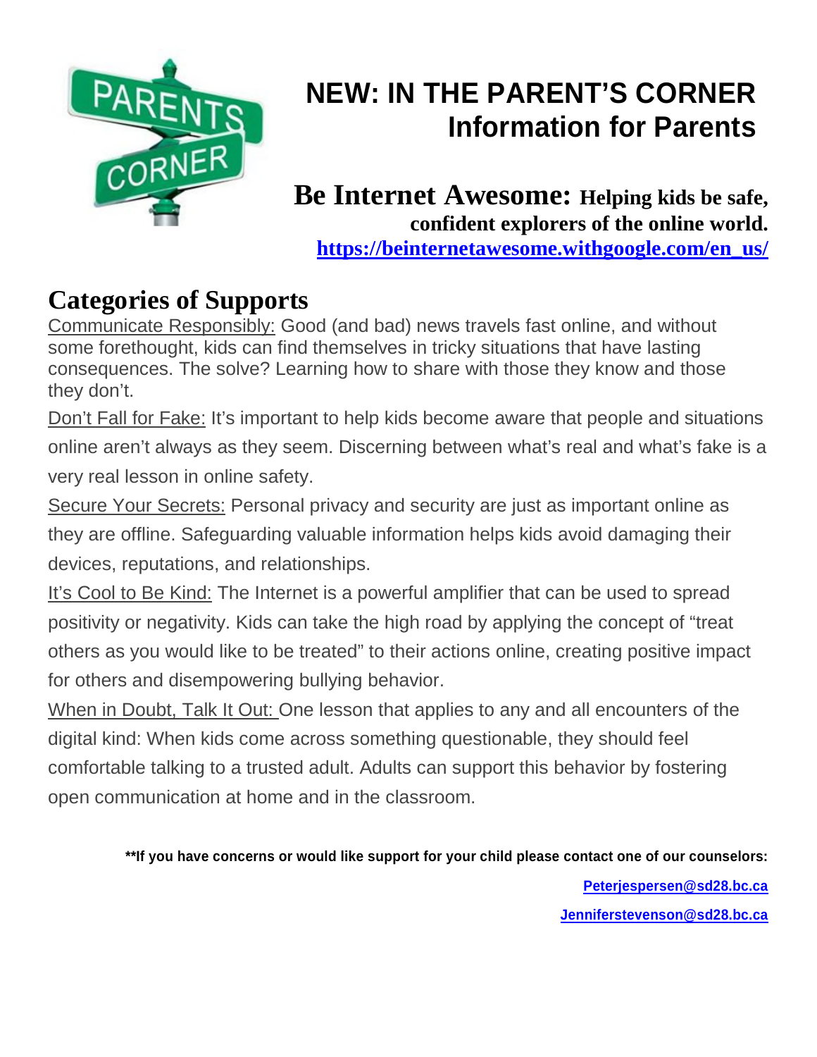# NEW: IN THE PARENT'S CORNER
## Information for Parents

**Be Internet Awesome: Helping kids be safe, confident explorers of the online world.**
**https://beinternetawesome.withgoogle.com/en_us/**

## Categories of Supports

Communicate Responsibly: Good (and bad) news travels fast online, and without some forethought, kids can find themselves in tricky situations that have lasting consequences. The solve? Learning how to share with those they know and those they don't.

Don't Fall for Fake: It's important to help kids become aware that people and situations online aren't always as they seem. Discerning between what's real and what's fake is a very real lesson in online safety.

Secure Your Secrets: Personal privacy and security are just as important online as they are offline. Safeguarding valuable information helps kids avoid damaging their devices, reputations, and relationships.

It's Cool to Be Kind: The Internet is a powerful amplifier that can be used to spread positivity or negativity. Kids can take the high road by applying the concept of "treat others as you would like to be treated" to their actions online, creating positive impact for others and disempowering bullying behavior.

When in Doubt, Talk It Out: One lesson that applies to any and all encounters of the digital kind: When kids come across something questionable, they should feel comfortable talking to a trusted adult. Adults can support this behavior by fostering open communication at home and in the classroom.

**\*\*If you have concerns or would like support for your child please contact one of our counselors:**

**Peterjespersen@sd28.bc.ca**

**Jenniferstevenson@sd28.bc.ca**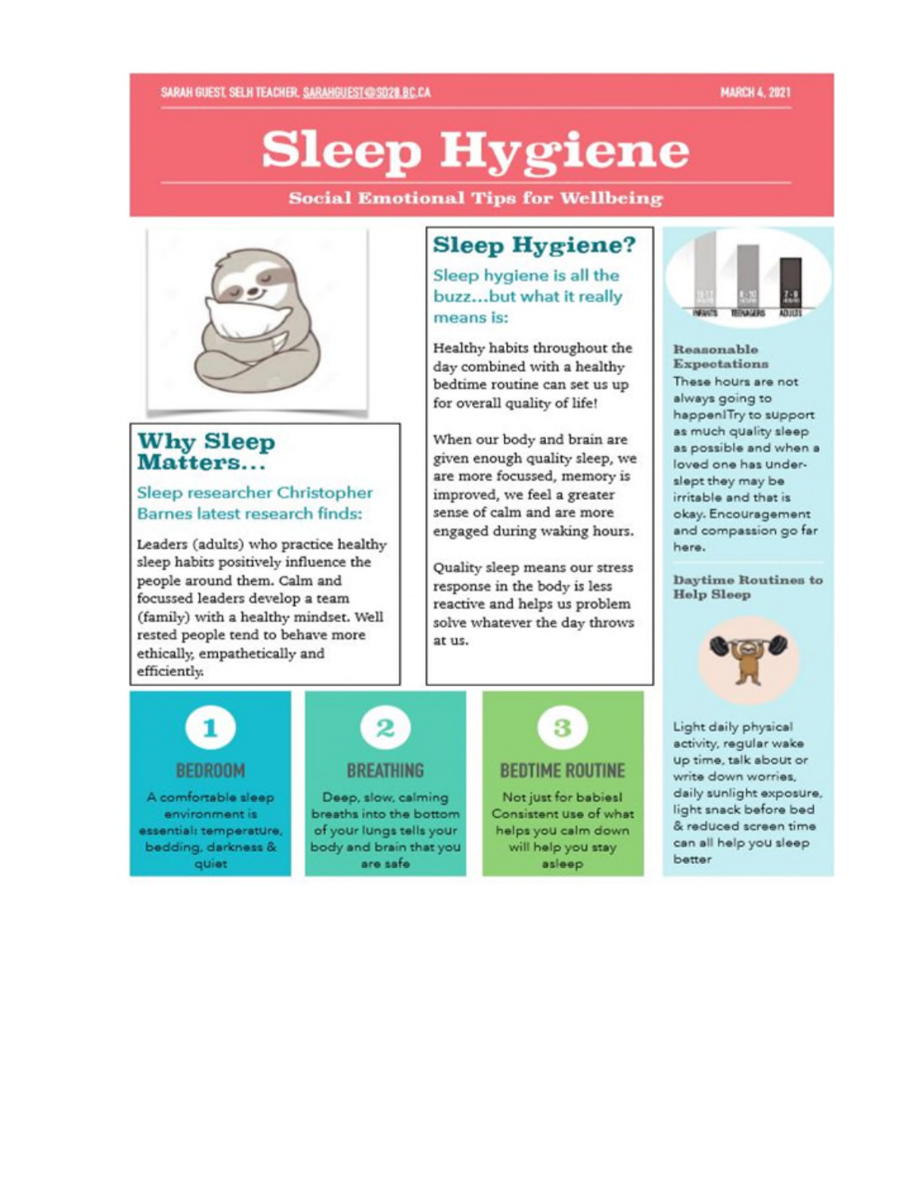SARAH GUEST, SELH TEACHER, SARAHGUEST@SD28.BC.CA

MARCH 4, 2021

# Sleep Hygiene

## Social Emotional Tips for Wellbeing

## Why Sleep Matters...

Sleep researcher Christopher Barnes latest research finds:

Leaders (adults) who practice healthy sleep habits positively influence the people around them. Calm and focussed leaders develop a team (family) with a healthy mindset. Well rested people tend to behave more ethically, empathetically and efficiently.

## Sleep Hygiene?

Sleep hygiene is all the buzz...but what it really means is:

Healthy habits throughout the day combined with a healthy bedtime routine can set us up for overall quality of life!

When our body and brain are given enough quality sleep, we are more focussed, memory is improved, we feel a greater sense of calm and are more engaged during waking hours.

Quality sleep means our stress response in the body is less reactive and helps us problem solve whatever the day throws at us.

### 1 BEDROOM

A comfortable sleep environment is essential: temperature, bedding, darkness & quiet

### 2 BREATHING

Deep, slow, calming breaths into the bottom of your lungs tells your body and brain that you are safe

### 3 BEDTIME ROUTINE

Not just for babies! Consistent use of what helps you calm down will help you stay asleep

INFANTS 10-17 · TEENAGERS 8-10 · ADULTS 7-9

### Reasonable Expectations

These hours are not always going to happen! Try to support as much quality sleep as possible and when a loved one has under-slept they may be irritable and that is okay. Encouragement and compassion go far here.

### Daytime Routines to Help Sleep

Light daily physical activity, regular wake up time, talk about or write down worries, daily sunlight exposure, light snack before bed & reduced screen time can all help you sleep better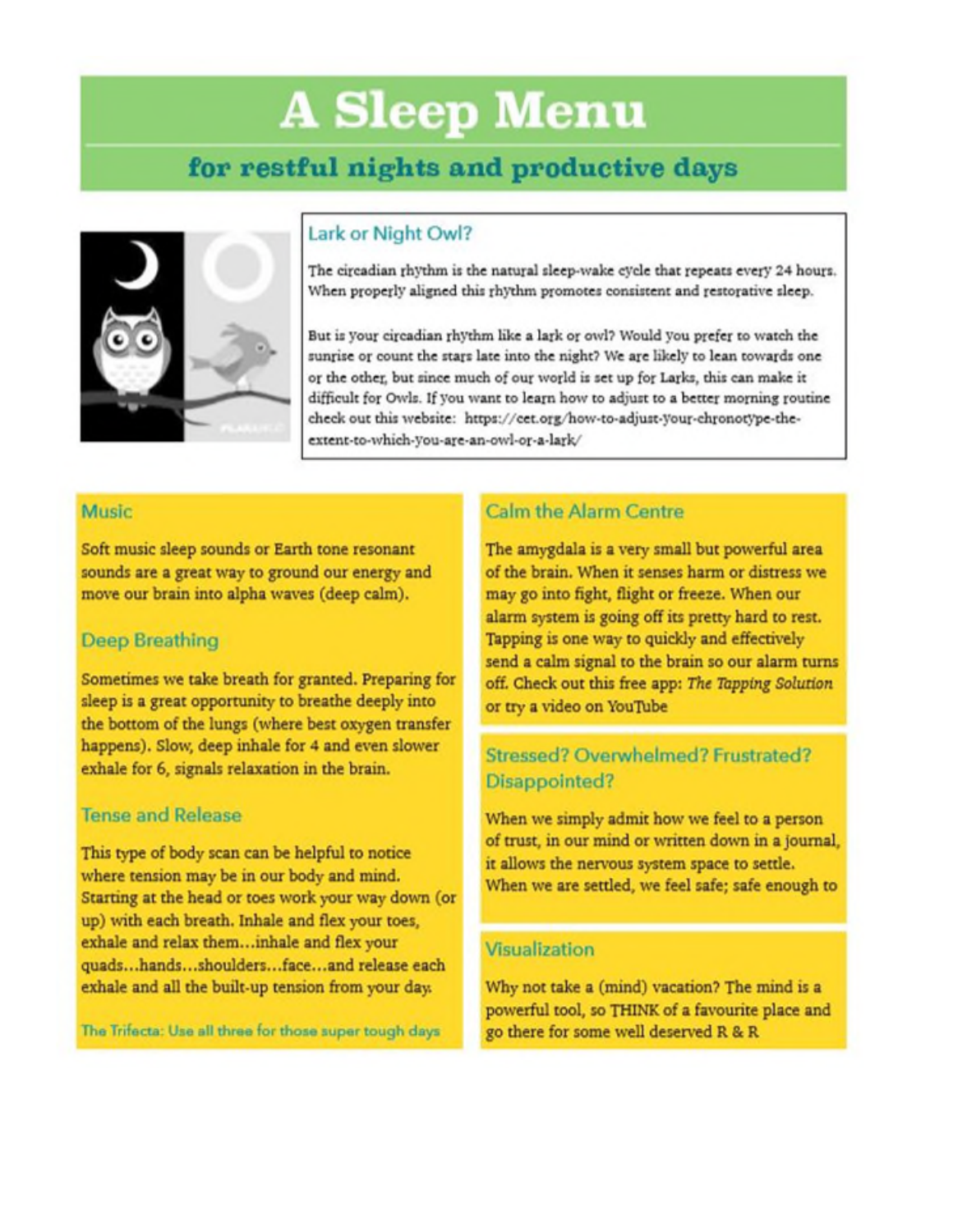# A Sleep Menu

## for restful nights and productive days

### Lark or Night Owl?

The circadian rhythm is the natural sleep-wake cycle that repeats every 24 hours. When properly aligned this rhythm promotes consistent and restorative sleep.

But is your circadian rhythm like a lark or owl? Would you prefer to watch the sunrise or count the stars late into the night? We are likely to lean towards one or the other, but since much of our world is set up for Larks, this can make it difficult for Owls. If you want to learn how to adjust to a better morning routine check out this website: https://cet.org/how-to-adjust-your-chronotype-the-extent-to-which-you-are-an-owl-or-a-lark/

### Music

Soft music sleep sounds or Earth tone resonant sounds are a great way to ground our energy and move our brain into alpha waves (deep calm).

### Deep Breathing

Sometimes we take breath for granted. Preparing for sleep is a great opportunity to breathe deeply into the bottom of the lungs (where best oxygen transfer happens). Slow, deep inhale for 4 and even slower exhale for 6, signals relaxation in the brain.

### Tense and Release

This type of body scan can be helpful to notice where tension may be in our body and mind. Starting at the head or toes work your way down (or up) with each breath. Inhale and flex your toes, exhale and relax them…inhale and flex your quads…hands…shoulders…face…and release each exhale and all the built-up tension from your day.

The Trifecta: Use all three for those super tough days

### Calm the Alarm Centre

The amygdala is a very small but powerful area of the brain. When it senses harm or distress we may go into fight, flight or freeze. When our alarm system is going off its pretty hard to rest. Tapping is one way to quickly and effectively send a calm signal to the brain so our alarm turns off. Check out this free app: *The Tapping Solution* or try a video on YouTube

### Stressed? Overwhelmed? Frustrated? Disappointed?

When we simply admit how we feel to a person of trust, in our mind or written down in a journal, it allows the nervous system space to settle. When we are settled, we feel safe; safe enough to

### Visualization

Why not take a (mind) vacation? The mind is a powerful tool, so THINK of a favourite place and go there for some well deserved R & R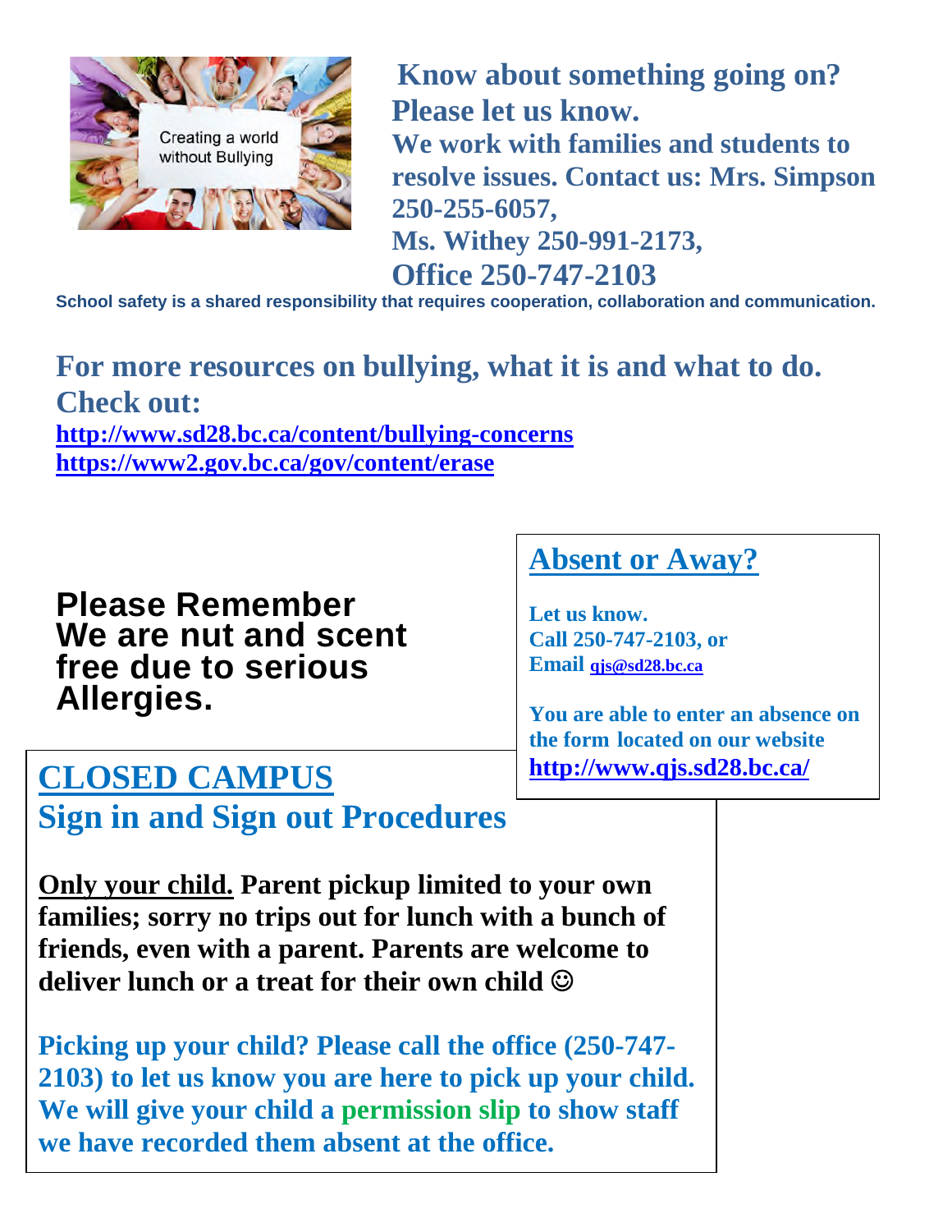**Know about something going on? Please let us know.**
**We work with families and students to resolve issues. Contact us: Mrs. Simpson 250-255-6057,**
**Ms. Withey 250-991-2173,**
**Office 250-747-2103**

**School safety is a shared responsibility that requires cooperation, collaboration and communication.**

## For more resources on bullying, what it is and what to do. Check out:

**http://www.sd28.bc.ca/content/bullying-concerns**
**https://www2.gov.bc.ca/gov/content/erase**

## Absent or Away?

**Let us know.**
**Call 250-747-2103, or**
**Email qjs@sd28.bc.ca**

**You are able to enter an absence on the form located on our website http://www.qjs.sd28.bc.ca/**

## Please Remember We are nut and scent free due to serious Allergies.

## CLOSED CAMPUS
## Sign in and Sign out Procedures

**Only your child. Parent pickup limited to your own families; sorry no trips out for lunch with a bunch of friends, even with a parent. Parents are welcome to deliver lunch or a treat for their own child ☺**

**Picking up your child? Please call the office (250-747-2103) to let us know you are here to pick up your child. We will give your child a permission slip to show staff we have recorded them absent at the office.**